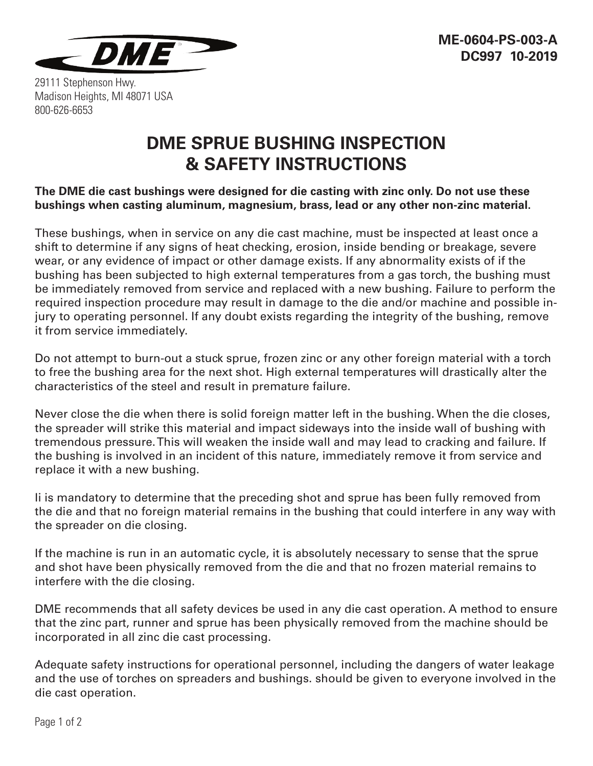ME-0604-PS-003-A
DC997 10-2019

DME

29111 Stephenson Hwy.
Madison Heights, MI 48071 USA
800-626-6653

# DME SPRUE BUSHING INSPECTION & SAFETY INSTRUCTIONS

**The DME die cast bushings were designed for die casting with zinc only. Do not use these bushings when casting aluminum, magnesium, brass, lead or any other non-zinc material.**

These bushings, when in service on any die cast machine, must be inspected at least once a shift to determine if any signs of heat checking, erosion, inside bending or breakage, severe wear, or any evidence of impact or other damage exists. If any abnormality exists of if the bushing has been subjected to high external temperatures from a gas torch, the bushing must be immediately removed from service and replaced with a new bushing. Failure to perform the required inspection procedure may result in damage to the die and/or machine and possible injury to operating personnel. If any doubt exists regarding the integrity of the bushing, remove it from service immediately.

Do not attempt to burn-out a stuck sprue, frozen zinc or any other foreign material with a torch to free the bushing area for the next shot. High external temperatures will drastically alter the characteristics of the steel and result in premature failure.

Never close the die when there is solid foreign matter left in the bushing. When the die closes, the spreader will strike this material and impact sideways into the inside wall of bushing with tremendous pressure. This will weaken the inside wall and may lead to cracking and failure. If the bushing is involved in an incident of this nature, immediately remove it from service and replace it with a new bushing.

Ii is mandatory to determine that the preceding shot and sprue has been fully removed from the die and that no foreign material remains in the bushing that could interfere in any way with the spreader on die closing.

If the machine is run in an automatic cycle, it is absolutely necessary to sense that the sprue and shot have been physically removed from the die and that no frozen material remains to interfere with the die closing.

DME recommends that all safety devices be used in any die cast operation. A method to ensure that the zinc part, runner and sprue has been physically removed from the machine should be incorporated in all zinc die cast processing.

Adequate safety instructions for operational personnel, including the dangers of water leakage and the use of torches on spreaders and bushings. should be given to everyone involved in the die cast operation.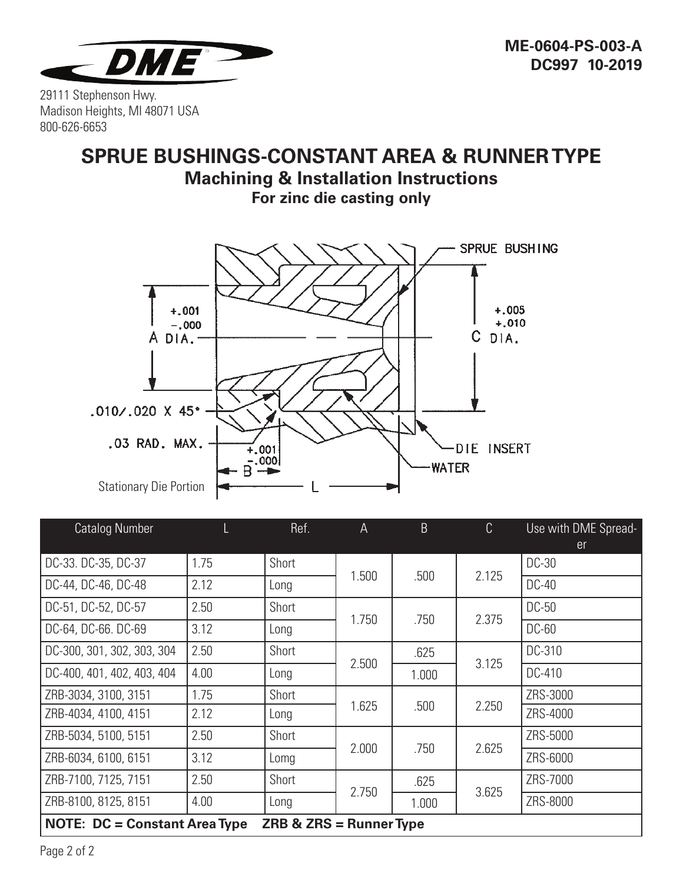ME-0604-PS-003-A
DC997 10-2019

29111 Stephenson Hwy.
Madison Heights, MI 48071 USA
800-626-6653

# SPRUE BUSHINGS-CONSTANT AREA & RUNNER TYPE

## Machining & Installation Instructions

### For zinc die casting only

SPRUE BUSHING

+.001
−.000
A DIA.

+.005
+.010
C DIA.

.010/.020 X 45°

.03 RAD. MAX.

+.001
−.000
B

DIE INSERT

WATER

Stationary Die Portion

L

| Catalog Number | L | Ref. | A | B | C | Use with DME Spreader |
|---|---|---|---|---|---|---|
| DC-33. DC-35, DC-37 | 1.75 | Short | 1.500 | .500 | 2.125 | DC-30 |
| DC-44, DC-46, DC-48 | 2.12 | Long | | | | DC-40 |
| DC-51, DC-52, DC-57 | 2.50 | Short | 1.750 | .750 | 2.375 | DC-50 |
| DC-64, DC-66. DC-69 | 3.12 | Long | | | | DC-60 |
| DC-300, 301, 302, 303, 304 | 2.50 | Short | 2.500 | .625 | 3.125 | DC-310 |
| DC-400, 401, 402, 403, 404 | 4.00 | Long | | 1.000 | | DC-410 |
| ZRB-3034, 3100, 3151 | 1.75 | Short | 1.625 | .500 | 2.250 | ZRS-3000 |
| ZRB-4034, 4100, 4151 | 2.12 | Long | | | | ZRS-4000 |
| ZRB-5034, 5100, 5151 | 2.50 | Short | 2.000 | .750 | 2.625 | ZRS-5000 |
| ZRB-6034, 6100, 6151 | 3.12 | Lomg | | | | ZRS-6000 |
| ZRB-7100, 7125, 7151 | 2.50 | Short | 2.750 | .625 | 3.625 | ZRS-7000 |
| ZRB-8100, 8125, 8151 | 4.00 | Long | | 1.000 | | ZRS-8000 |

**NOTE: DC = Constant Area Type ZRB & ZRS = Runner Type**